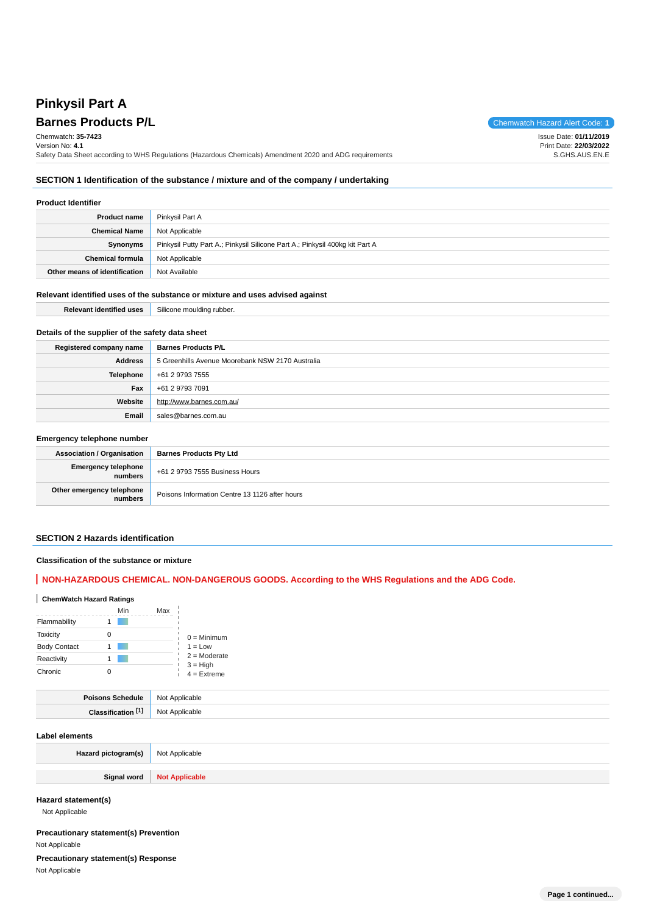# Pinkysil Part A

## Barnes Products P/L

Chemwatch Hazard Alert Code: **1**

Chemwatch: **35-7423**
Version No: **4.1**
Safety Data Sheet according to WHS Regulations (Hazardous Chemicals) Amendment 2020 and ADG requirements

Issue Date: **01/11/2019**
Print Date: **22/03/2022**
S.GHS.AUS.EN.E

## SECTION 1 Identification of the substance / mixture and of the company / undertaking

### Product Identifier

| | |
|---|---|
| **Product name** | Pinkysil Part A |
| **Chemical Name** | Not Applicable |
| **Synonyms** | Pinkysil Putty Part A.; Pinkysil Silicone Part A.; Pinkysil 400kg kit Part A |
| **Chemical formula** | Not Applicable |
| **Other means of identification** | Not Available |

### Relevant identified uses of the substance or mixture and uses advised against

| | |
|---|---|
| **Relevant identified uses** | Silicone moulding rubber. |

### Details of the supplier of the safety data sheet

| | |
|---|---|
| **Registered company name** | **Barnes Products P/L** |
| **Address** | 5 Greenhills Avenue Moorebank NSW 2170 Australia |
| **Telephone** | +61 2 9793 7555 |
| **Fax** | +61 2 9793 7091 |
| **Website** | http://www.barnes.com.au/ |
| **Email** | sales@barnes.com.au |

### Emergency telephone number

| | |
|---|---|
| **Association / Organisation** | **Barnes Products Pty Ltd** |
| **Emergency telephone numbers** | +61 2 9793 7555 Business Hours |
| **Other emergency telephone numbers** | Poisons Information Centre 13 1126 after hours |

## SECTION 2 Hazards identification

### Classification of the substance or mixture

**NON-HAZARDOUS CHEMICAL. NON-DANGEROUS GOODS. According to the WHS Regulations and the ADG Code.**

**ChemWatch Hazard Ratings**

| | Min | Max |
|---|---|---|
| Flammability | 1 | |
| Toxicity | 0 | |
| Body Contact | 1 | |
| Reactivity | 1 | |
| Chronic | 0 | |

0 = Minimum
1 = Low
2 = Moderate
3 = High
4 = Extreme

| | |
|---|---|
| **Poisons Schedule** | Not Applicable |
| **Classification [1]** | Not Applicable |

### Label elements

| | |
|---|---|
| **Hazard pictogram(s)** | Not Applicable |
| **Signal word** | **Not Applicable** |

### Hazard statement(s)

Not Applicable

### Precautionary statement(s) Prevention

Not Applicable

### Precautionary statement(s) Response

Not Applicable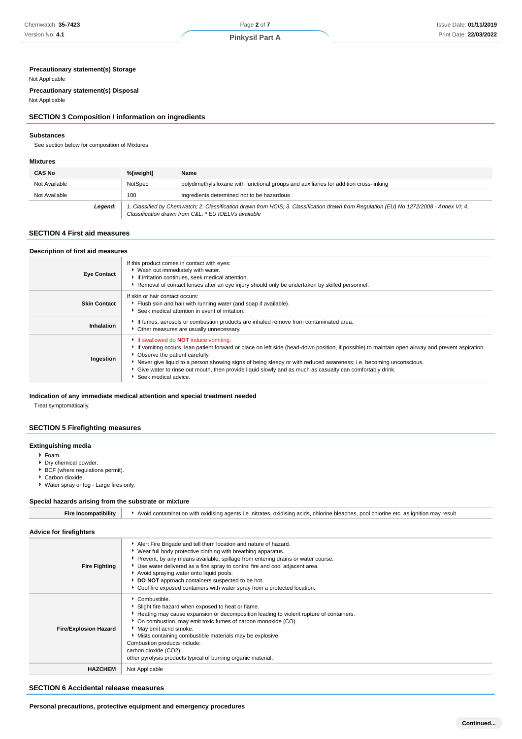**Precautionary statement(s) Storage**

Not Applicable

**Precautionary statement(s) Disposal**

Not Applicable

## SECTION 3 Composition / information on ingredients

### Substances

See section below for composition of Mixtures

### Mixtures

| CAS No | %[weight] | Name |
|---|---|---|
| Not Available | NotSpec | polydimethylsiloxane with functional groups and auxiliaries for addition cross-linking |
| Not Available | 100 | Ingredients determined not to be hazardous |
| ***Legend:*** | *1. Classified by Chemwatch; 2. Classification drawn from HCIS; 3. Classification drawn from Regulation (EU) No 1272/2008 - Annex VI; 4. Classification drawn from C&L; * EU IOELVs available* | |

## SECTION 4 First aid measures

### Description of first aid measures

| | |
|---|---|
| **Eye Contact** | If this product comes in contact with eyes:<br>▸ Wash out immediately with water.<br>▸ If irritation continues, seek medical attention.<br>▸ Removal of contact lenses after an eye injury should only be undertaken by skilled personnel. |
| **Skin Contact** | If skin or hair contact occurs:<br>▸ Flush skin and hair with running water (and soap if available).<br>▸ Seek medical attention in event of irritation. |
| **Inhalation** | ▸ If fumes, aerosols or combustion products are inhaled remove from contaminated area.<br>▸ Other measures are usually unnecessary. |
| **Ingestion** | ▸ If swallowed do **NOT** induce vomiting.<br>▸ If vomiting occurs, lean patient forward or place on left side (head-down position, if possible) to maintain open airway and prevent aspiration.<br>▸ Observe the patient carefully.<br>▸ Never give liquid to a person showing signs of being sleepy or with reduced awareness; i.e. becoming unconscious.<br>▸ Give water to rinse out mouth, then provide liquid slowly and as much as casualty can comfortably drink.<br>▸ Seek medical advice. |

### Indication of any immediate medical attention and special treatment needed

Treat symptomatically.

## SECTION 5 Firefighting measures

### Extinguishing media

- Foam.
- Dry chemical powder.
- BCF (where regulations permit).
- Carbon dioxide.
- Water spray or fog - Large fires only.

### Special hazards arising from the substrate or mixture

| | |
|---|---|
| **Fire Incompatibility** | ▸ Avoid contamination with oxidising agents i.e. nitrates, oxidising acids, chlorine bleaches, pool chlorine etc. as ignition may result |

### Advice for firefighters

| | |
|---|---|
| **Fire Fighting** | ▸ Alert Fire Brigade and tell them location and nature of hazard.<br>▸ Wear full body protective clothing with breathing apparatus.<br>▸ Prevent, by any means available, spillage from entering drains or water course.<br>▸ Use water delivered as a fine spray to control fire and cool adjacent area.<br>▸ Avoid spraying water onto liquid pools.<br>▸ **DO NOT** approach containers suspected to be hot.<br>▸ Cool fire exposed containers with water spray from a protected location. |
| **Fire/Explosion Hazard** | ▸ Combustible.<br>▸ Slight fire hazard when exposed to heat or flame.<br>▸ Heating may cause expansion or decomposition leading to violent rupture of containers.<br>▸ On combustion, may emit toxic fumes of carbon monoxide (CO).<br>▸ May emit acrid smoke.<br>▸ Mists containing combustible materials may be explosive.<br>Combustion products include:<br>carbon dioxide ($CO_2$)<br>other pyrolysis products typical of burning organic material. |
| **HAZCHEM** | Not Applicable |

## SECTION 6 Accidental release measures

### Personal precautions, protective equipment and emergency procedures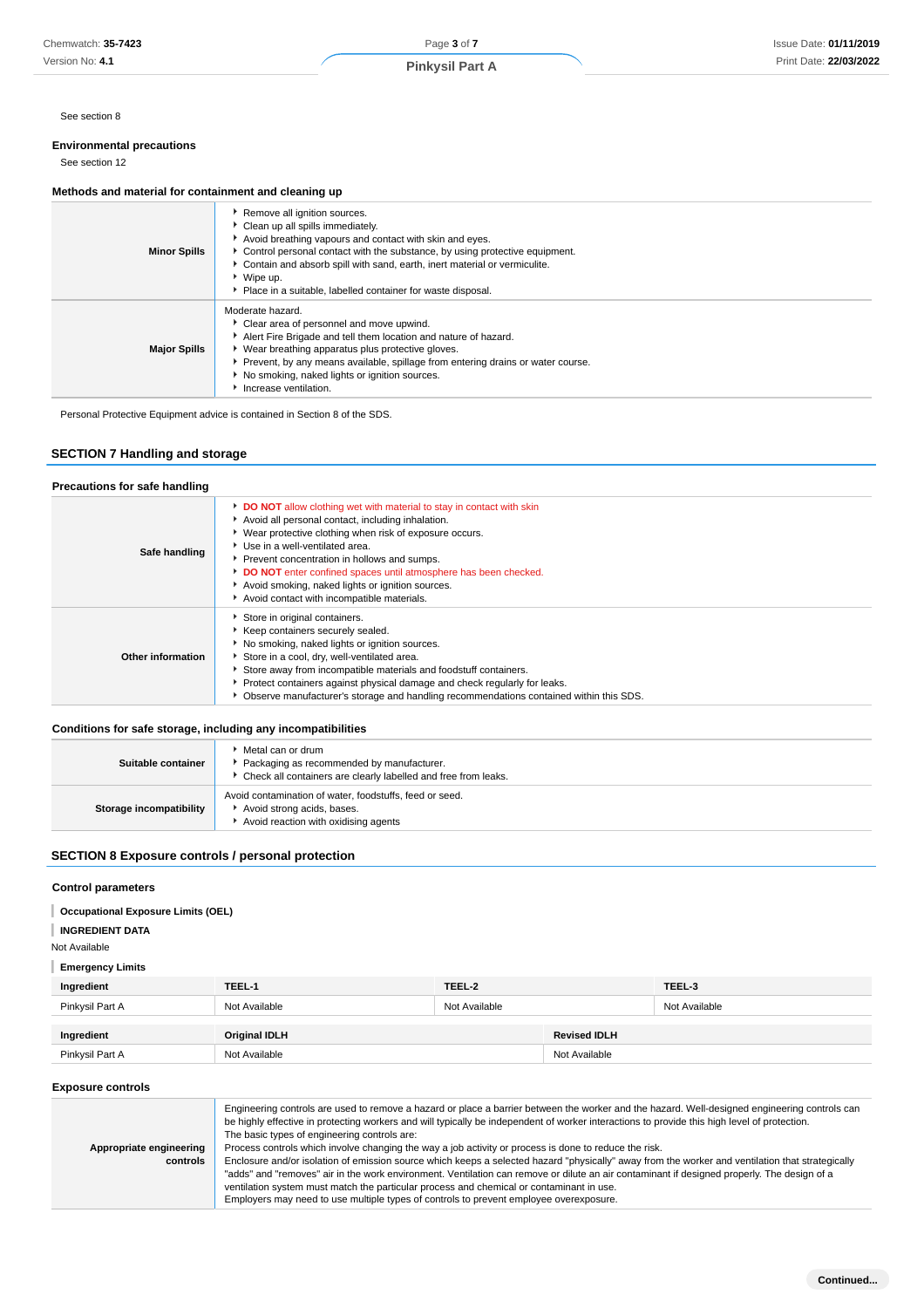See section 8

**Environmental precautions**

See section 12

**Methods and material for containment and cleaning up**

| | |
|---|---|
| **Minor Spills** | Remove all ignition sources.<br>Clean up all spills immediately.<br>Avoid breathing vapours and contact with skin and eyes.<br>Control personal contact with the substance, by using protective equipment.<br>Contain and absorb spill with sand, earth, inert material or vermiculite.<br>Wipe up.<br>Place in a suitable, labelled container for waste disposal. |
| **Major Spills** | Moderate hazard.<br>Clear area of personnel and move upwind.<br>Alert Fire Brigade and tell them location and nature of hazard.<br>Wear breathing apparatus plus protective gloves.<br>Prevent, by any means available, spillage from entering drains or water course.<br>No smoking, naked lights or ignition sources.<br>Increase ventilation. |

Personal Protective Equipment advice is contained in Section 8 of the SDS.

## SECTION 7 Handling and storage

**Precautions for safe handling**

| | |
|---|---|
| **Safe handling** | **DO NOT** allow clothing wet with material to stay in contact with skin<br>Avoid all personal contact, including inhalation.<br>Wear protective clothing when risk of exposure occurs.<br>Use in a well-ventilated area.<br>Prevent concentration in hollows and sumps.<br>**DO NOT** enter confined spaces until atmosphere has been checked.<br>Avoid smoking, naked lights or ignition sources.<br>Avoid contact with incompatible materials. |
| **Other information** | Store in original containers.<br>Keep containers securely sealed.<br>No smoking, naked lights or ignition sources.<br>Store in a cool, dry, well-ventilated area.<br>Store away from incompatible materials and foodstuff containers.<br>Protect containers against physical damage and check regularly for leaks.<br>Observe manufacturer's storage and handling recommendations contained within this SDS. |

**Conditions for safe storage, including any incompatibilities**

| | |
|---|---|
| **Suitable container** | Metal can or drum<br>Packaging as recommended by manufacturer.<br>Check all containers are clearly labelled and free from leaks. |
| **Storage incompatibility** | Avoid contamination of water, foodstuffs, feed or seed.<br>Avoid strong acids, bases.<br>Avoid reaction with oxidising agents |

## SECTION 8 Exposure controls / personal protection

**Control parameters**

**Occupational Exposure Limits (OEL)**

**INGREDIENT DATA**

Not Available

**Emergency Limits**

| Ingredient | TEEL-1 | TEEL-2 | TEEL-3 |
|---|---|---|---|
| Pinkysil Part A | Not Available | Not Available | Not Available |

| Ingredient | Original IDLH | Revised IDLH |
|---|---|---|
| Pinkysil Part A | Not Available | Not Available |

**Exposure controls**

| | |
|---|---|
| **Appropriate engineering controls** | Engineering controls are used to remove a hazard or place a barrier between the worker and the hazard. Well-designed engineering controls can be highly effective in protecting workers and will typically be independent of worker interactions to provide this high level of protection.<br>The basic types of engineering controls are:<br>Process controls which involve changing the way a job activity or process is done to reduce the risk.<br>Enclosure and/or isolation of emission source which keeps a selected hazard "physically" away from the worker and ventilation that strategically "adds" and "removes" air in the work environment. Ventilation can remove or dilute an air contaminant if designed properly. The design of a ventilation system must match the particular process and chemical or contaminant in use.<br>Employers may need to use multiple types of controls to prevent employee overexposure. |

Continued...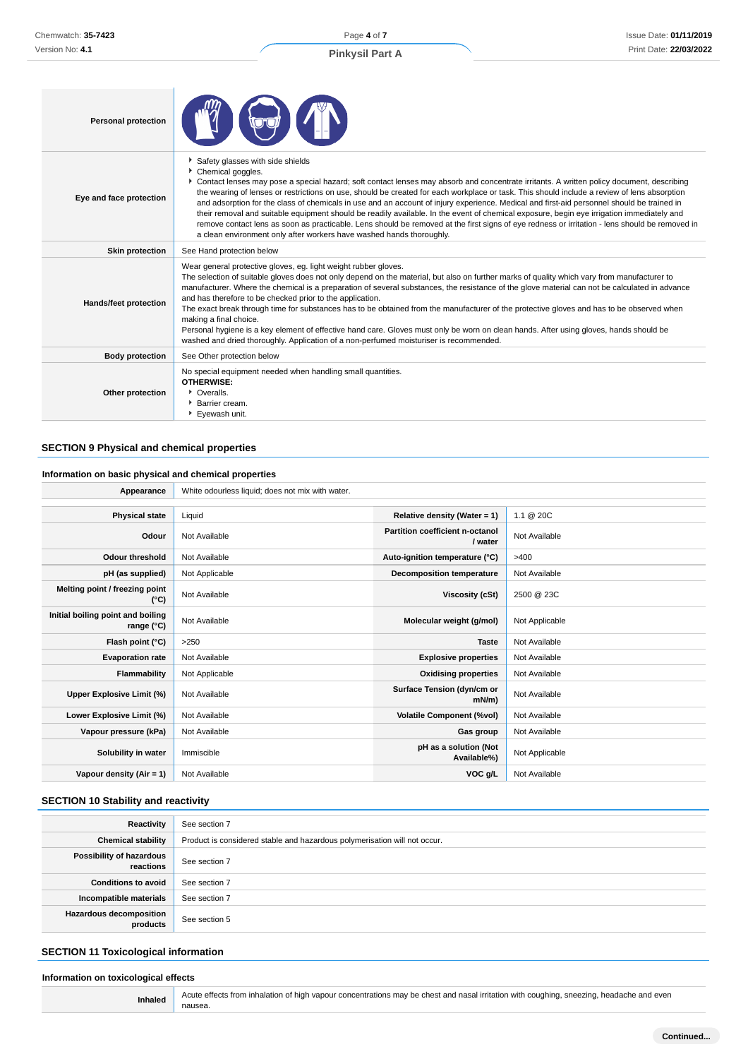| | |
|---|---|
| **Personal protection** | |
| **Eye and face protection** | - Safety glasses with side shields<br>- Chemical goggles.<br>- Contact lenses may pose a special hazard; soft contact lenses may absorb and concentrate irritants. A written policy document, describing the wearing of lenses or restrictions on use, should be created for each workplace or task. This should include a review of lens absorption and adsorption for the class of chemicals in use and an account of injury experience. Medical and first-aid personnel should be trained in their removal and suitable equipment should be readily available. In the event of chemical exposure, begin eye irrigation immediately and remove contact lens as soon as practicable. Lens should be removed at the first signs of eye redness or irritation - lens should be removed in a clean environment only after workers have washed hands thoroughly. |
| **Skin protection** | See Hand protection below |
| **Hands/feet protection** | Wear general protective gloves, eg. light weight rubber gloves.<br>The selection of suitable gloves does not only depend on the material, but also on further marks of quality which vary from manufacturer to manufacturer. Where the chemical is a preparation of several substances, the resistance of the glove material can not be calculated in advance and has therefore to be checked prior to the application.<br>The exact break through time for substances has to be obtained from the manufacturer of the protective gloves and has to be observed when making a final choice.<br>Personal hygiene is a key element of effective hand care. Gloves must only be worn on clean hands. After using gloves, hands should be washed and dried thoroughly. Application of a non-perfumed moisturiser is recommended. |
| **Body protection** | See Other protection below |
| **Other protection** | No special equipment needed when handling small quantities.<br>**OTHERWISE:**<br>- Overalls.<br>- Barrier cream.<br>- Eyewash unit. |

## SECTION 9 Physical and chemical properties

### Information on basic physical and chemical properties

| | | | |
|---|---|---|---|
| **Appearance** | White odourless liquid; does not mix with water. | | |
| **Physical state** | Liquid | **Relative density (Water = 1)** | 1.1 @ 20C |
| **Odour** | Not Available | **Partition coefficient n-octanol / water** | Not Available |
| **Odour threshold** | Not Available | **Auto-ignition temperature (°C)** | >400 |
| **pH (as supplied)** | Not Applicable | **Decomposition temperature** | Not Available |
| **Melting point / freezing point (°C)** | Not Available | **Viscosity (cSt)** | 2500 @ 23C |
| **Initial boiling point and boiling range (°C)** | Not Available | **Molecular weight (g/mol)** | Not Applicable |
| **Flash point (°C)** | >250 | **Taste** | Not Available |
| **Evaporation rate** | Not Available | **Explosive properties** | Not Available |
| **Flammability** | Not Applicable | **Oxidising properties** | Not Available |
| **Upper Explosive Limit (%)** | Not Available | **Surface Tension (dyn/cm or mN/m)** | Not Available |
| **Lower Explosive Limit (%)** | Not Available | **Volatile Component (%vol)** | Not Available |
| **Vapour pressure (kPa)** | Not Available | **Gas group** | Not Available |
| **Solubility in water** | Immiscible | **pH as a solution (Not Available%)** | Not Applicable |
| **Vapour density (Air = 1)** | Not Available | **VOC g/L** | Not Available |

## SECTION 10 Stability and reactivity

| | |
|---|---|
| **Reactivity** | See section 7 |
| **Chemical stability** | Product is considered stable and hazardous polymerisation will not occur. |
| **Possibility of hazardous reactions** | See section 7 |
| **Conditions to avoid** | See section 7 |
| **Incompatible materials** | See section 7 |
| **Hazardous decomposition products** | See section 5 |

## SECTION 11 Toxicological information

### Information on toxicological effects

| | |
|---|---|
| **Inhaled** | Acute effects from inhalation of high vapour concentrations may be chest and nasal irritation with coughing, sneezing, headache and even nausea. |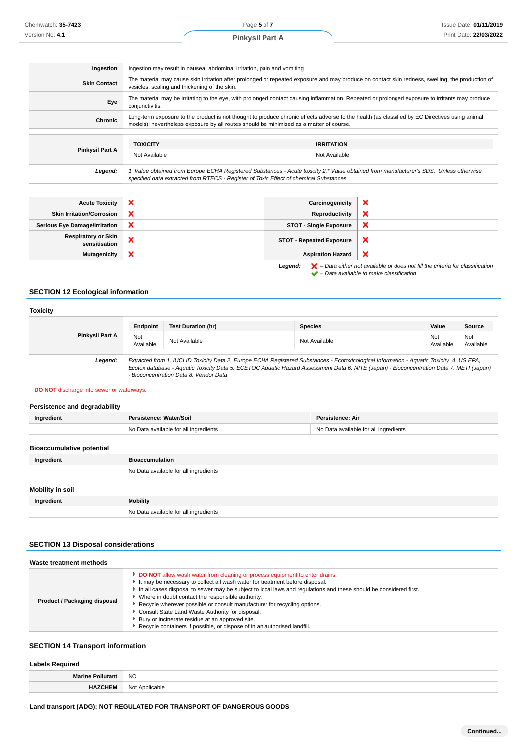| | |
|---|---|
| **Ingestion** | Ingestion may result in nausea, abdominal irritation, pain and vomiting |
| **Skin Contact** | The material may cause skin irritation after prolonged or repeated exposure and may produce on contact skin redness, swelling, the production of vesicles, scaling and thickening of the skin. |
| **Eye** | The material may be irritating to the eye, with prolonged contact causing inflammation. Repeated or prolonged exposure to irritants may produce conjunctivitis. |
| **Chronic** | Long-term exposure to the product is not thought to produce chronic effects adverse to the health (as classified by EC Directives using animal models); nevertheless exposure by all routes should be minimised as a matter of course. |

| | TOXICITY | IRRITATION |
|---|---|---|
| **Pinkysil Part A** | Not Available | Not Available |
| ***Legend:*** | *1. Value obtained from Europe ECHA Registered Substances - Acute toxicity 2.\* Value obtained from manufacturer's SDS. Unless otherwise specified data extracted from RTECS - Register of Toxic Effect of chemical Substances* | |

| | | | |
|---|---|---|---|
| **Acute Toxicity** | ❌ | **Carcinogenicity** | ❌ |
| **Skin Irritation/Corrosion** | ❌ | **Reproductivity** | ❌ |
| **Serious Eye Damage/Irritation** | ❌ | **STOT - Single Exposure** | ❌ |
| **Respiratory or Skin sensitisation** | ❌ | **STOT - Repeated Exposure** | ❌ |
| **Mutagenicity** | ❌ | **Aspiration Hazard** | ❌ |

***Legend:*** ❌ *– Data either not available or does not fill the criteria for classification*
✅ *– Data available to make classification*

## SECTION 12 Ecological information

### Toxicity

| | Endpoint | Test Duration (hr) | Species | Value | Source |
|---|---|---|---|---|---|
| **Pinkysil Part A** | Not Available | Not Available | Not Available | Not Available | Not Available |
| ***Legend:*** | *Extracted from 1. IUCLID Toxicity Data 2. Europe ECHA Registered Substances - Ecotoxicological Information - Aquatic Toxicity 4. US EPA, Ecotox database - Aquatic Toxicity Data 5. ECETOC Aquatic Hazard Assessment Data 6. NITE (Japan) - Bioconcentration Data 7. METI (Japan) - Bioconcentration Data 8. Vendor Data* | | | | |

**DO NOT** discharge into sewer or waterways.

### Persistence and degradability

| Ingredient | Persistence: Water/Soil | Persistence: Air |
|---|---|---|
| | No Data available for all ingredients | No Data available for all ingredients |

### Bioaccumulative potential

| Ingredient | Bioaccumulation |
|---|---|
| | No Data available for all ingredients |

### Mobility in soil

| Ingredient | Mobility |
|---|---|
| | No Data available for all ingredients |

## SECTION 13 Disposal considerations

### Waste treatment methods

**Product / Packaging disposal**

- **DO NOT** allow wash water from cleaning or process equipment to enter drains.
- It may be necessary to collect all wash water for treatment before disposal.
- In all cases disposal to sewer may be subject to local laws and regulations and these should be considered first.
- Where in doubt contact the responsible authority.
- Recycle wherever possible or consult manufacturer for recycling options.
- Consult State Land Waste Authority for disposal.
- Bury or incinerate residue at an approved site.
- Recycle containers if possible, or dispose of in an authorised landfill.

## SECTION 14 Transport information

### Labels Required

| | |
|---|---|
| **Marine Pollutant** | NO |
| **HAZCHEM** | Not Applicable |

**Land transport (ADG): NOT REGULATED FOR TRANSPORT OF DANGEROUS GOODS**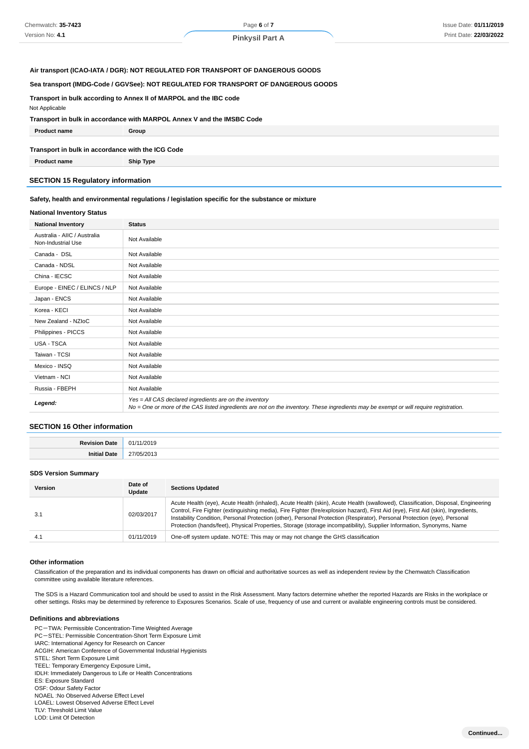**Air transport (ICAO-IATA / DGR): NOT REGULATED FOR TRANSPORT OF DANGEROUS GOODS**

**Sea transport (IMDG-Code / GGVSee): NOT REGULATED FOR TRANSPORT OF DANGEROUS GOODS**

**Transport in bulk according to Annex II of MARPOL and the IBC code**

Not Applicable

**Transport in bulk in accordance with MARPOL Annex V and the IMSBC Code**

| Product name | Group |
|---|---|

**Transport in bulk in accordance with the ICG Code**

| Product name | Ship Type |
|---|---|

## SECTION 15 Regulatory information

**Safety, health and environmental regulations / legislation specific for the substance or mixture**

**National Inventory Status**

| National Inventory | Status |
|---|---|
| Australia - AIIC / Australia Non-Industrial Use | Not Available |
| Canada - DSL | Not Available |
| Canada - NDSL | Not Available |
| China - IECSC | Not Available |
| Europe - EINEC / ELINCS / NLP | Not Available |
| Japan - ENCS | Not Available |
| Korea - KECI | Not Available |
| New Zealand - NZIoC | Not Available |
| Philippines - PICCS | Not Available |
| USA - TSCA | Not Available |
| Taiwan - TCSI | Not Available |
| Mexico - INSQ | Not Available |
| Vietnam - NCI | Not Available |
| Russia - FBEPH | Not Available |
| ***Legend:*** | *Yes = All CAS declared ingredients are on the inventory*<br>*No = One or more of the CAS listed ingredients are not on the inventory. These ingredients may be exempt or will require registration.* |

## SECTION 16 Other information

| | |
|---|---|
| **Revision Date** | 01/11/2019 |
| **Initial Date** | 27/05/2013 |

**SDS Version Summary**

| Version | Date of Update | Sections Updated |
|---|---|---|
| 3.1 | 02/03/2017 | Acute Health (eye), Acute Health (inhaled), Acute Health (skin), Acute Health (swallowed), Classification, Disposal, Engineering Control, Fire Fighter (extinguishing media), Fire Fighter (fire/explosion hazard), First Aid (eye), First Aid (skin), Ingredients, Instability Condition, Personal Protection (other), Personal Protection (Respirator), Personal Protection (eye), Personal Protection (hands/feet), Physical Properties, Storage (storage incompatibility), Supplier Information, Synonyms, Name |
| 4.1 | 01/11/2019 | One-off system update. NOTE: This may or may not change the GHS classification |

**Other information**

Classification of the preparation and its individual components has drawn on official and authoritative sources as well as independent review by the Chemwatch Classification committee using available literature references.

The SDS is a Hazard Communication tool and should be used to assist in the Risk Assessment. Many factors determine whether the reported Hazards are Risks in the workplace or other settings. Risks may be determined by reference to Exposures Scenarios. Scale of use, frequency of use and current or available engineering controls must be considered.

**Definitions and abbreviations**

PC－TWA: Permissible Concentration-Time Weighted Average
PC－STEL: Permissible Concentration-Short Term Exposure Limit
IARC: International Agency for Research on Cancer
ACGIH: American Conference of Governmental Industrial Hygienists
STEL: Short Term Exposure Limit
TEEL: Temporary Emergency Exposure Limit。
IDLH: Immediately Dangerous to Life or Health Concentrations
ES: Exposure Standard
OSF: Odour Safety Factor
NOAEL :No Observed Adverse Effect Level
LOAEL: Lowest Observed Adverse Effect Level
TLV: Threshold Limit Value
LOD: Limit Of Detection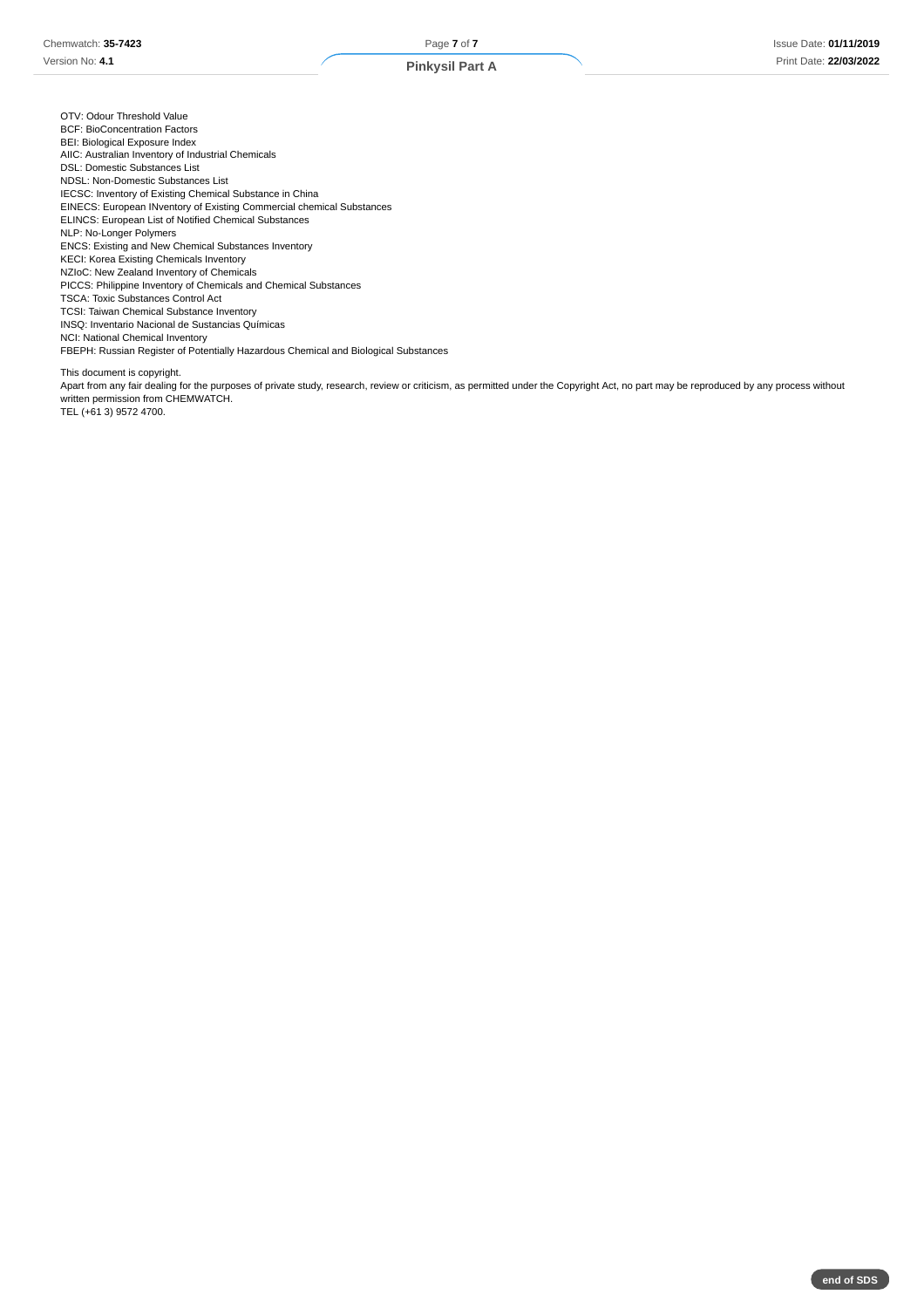OTV: Odour Threshold Value
BCF: BioConcentration Factors
BEI: Biological Exposure Index
AIIC: Australian Inventory of Industrial Chemicals
DSL: Domestic Substances List
NDSL: Non-Domestic Substances List
IECSC: Inventory of Existing Chemical Substance in China
EINECS: European INventory of Existing Commercial chemical Substances
ELINCS: European List of Notified Chemical Substances
NLP: No-Longer Polymers
ENCS: Existing and New Chemical Substances Inventory
KECI: Korea Existing Chemicals Inventory
NZIoC: New Zealand Inventory of Chemicals
PICCS: Philippine Inventory of Chemicals and Chemical Substances
TSCA: Toxic Substances Control Act
TCSI: Taiwan Chemical Substance Inventory
INSQ: Inventario Nacional de Sustancias Químicas
NCI: National Chemical Inventory
FBEPH: Russian Register of Potentially Hazardous Chemical and Biological Substances

This document is copyright.
Apart from any fair dealing for the purposes of private study, research, review or criticism, as permitted under the Copyright Act, no part may be reproduced by any process without written permission from CHEMWATCH.
TEL (+61 3) 9572 4700.

**end of SDS**